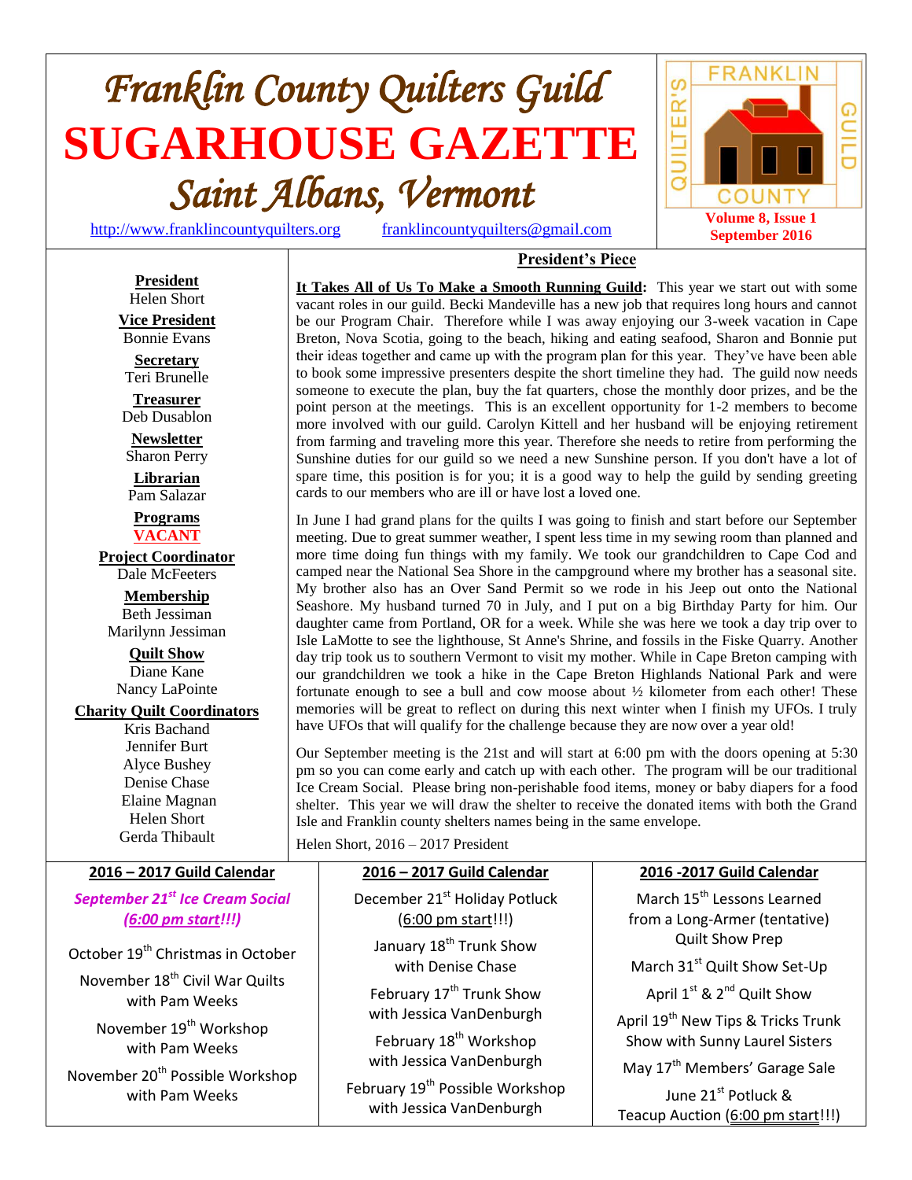# Franklin County Quilters Guild

# SUGARHOUSE GAZETTE

## Saint Albans, Vermont

http://www.franklincountyquilters.org franklincountyquilters@gmail.com

FRANKLIN COUNTY QUILTER'S GUILD

**Volume 8, Issue 1**
**September 2016**

**President**
Helen Short

**Vice President**
Bonnie Evans

**Secretary**
Teri Brunelle

**Treasurer**
Deb Dusablon

**Newsletter**
Sharon Perry

**Librarian**
Pam Salazar

**Programs**
**VACANT**

**Project Coordinator**
Dale McFeeters

**Membership**
Beth Jessiman
Marilynn Jessiman

**Quilt Show**
Diane Kane
Nancy LaPointe

**Charity Quilt Coordinators**
Kris Bachand
Jennifer Burt
Alyce Bushey
Denise Chase
Elaine Magnan
Helen Short
Gerda Thibault

## President's Piece

**It Takes All of Us To Make a Smooth Running Guild:** This year we start out with some vacant roles in our guild. Becki Mandeville has a new job that requires long hours and cannot be our Program Chair. Therefore while I was away enjoying our 3-week vacation in Cape Breton, Nova Scotia, going to the beach, hiking and eating seafood, Sharon and Bonnie put their ideas together and came up with the program plan for this year. They've have been able to book some impressive presenters despite the short timeline they had. The guild now needs someone to execute the plan, buy the fat quarters, chose the monthly door prizes, and be the point person at the meetings. This is an excellent opportunity for 1-2 members to become more involved with our guild. Carolyn Kittell and her husband will be enjoying retirement from farming and traveling more this year. Therefore she needs to retire from performing the Sunshine duties for our guild so we need a new Sunshine person. If you don't have a lot of spare time, this position is for you; it is a good way to help the guild by sending greeting cards to our members who are ill or have lost a loved one.

In June I had grand plans for the quilts I was going to finish and start before our September meeting. Due to great summer weather, I spent less time in my sewing room than planned and more time doing fun things with my family. We took our grandchildren to Cape Cod and camped near the National Sea Shore in the campground where my brother has a seasonal site. My brother also has an Over Sand Permit so we rode in his Jeep out onto the National Seashore. My husband turned 70 in July, and I put on a big Birthday Party for him. Our daughter came from Portland, OR for a week. While she was here we took a day trip over to Isle LaMotte to see the lighthouse, St Anne's Shrine, and fossils in the Fiske Quarry. Another day trip took us to southern Vermont to visit my mother. While in Cape Breton camping with our grandchildren we took a hike in the Cape Breton Highlands National Park and were fortunate enough to see a bull and cow moose about ½ kilometer from each other! These memories will be great to reflect on during this next winter when I finish my UFOs. I truly have UFOs that will qualify for the challenge because they are now over a year old!

Our September meeting is the 21st and will start at 6:00 pm with the doors opening at 5:30 pm so you can come early and catch up with each other. The program will be our traditional Ice Cream Social. Please bring non-perishable food items, money or baby diapers for a food shelter. This year we will draw the shelter to receive the donated items with both the Grand Isle and Franklin county shelters names being in the same envelope.

Helen Short, 2016 – 2017 President

## 2016 – 2017 Guild Calendar

***September 21st Ice Cream Social (6:00 pm start!!!)***

October 19th Christmas in October

November 18th Civil War Quilts with Pam Weeks

November 19th Workshop with Pam Weeks

November 20th Possible Workshop with Pam Weeks

December 21st Holiday Potluck (6:00 pm start!!!)

January 18th Trunk Show with Denise Chase

February 17th Trunk Show with Jessica VanDenburgh

February 18th Workshop with Jessica VanDenburgh

February 19th Possible Workshop with Jessica VanDenburgh

March 15th Lessons Learned from a Long-Armer (tentative) Quilt Show Prep

March 31st Quilt Show Set-Up

April 1st & 2nd Quilt Show

April 19th New Tips & Tricks Trunk Show with Sunny Laurel Sisters

May 17th Members' Garage Sale

June 21st Potluck & Teacup Auction (6:00 pm start!!!)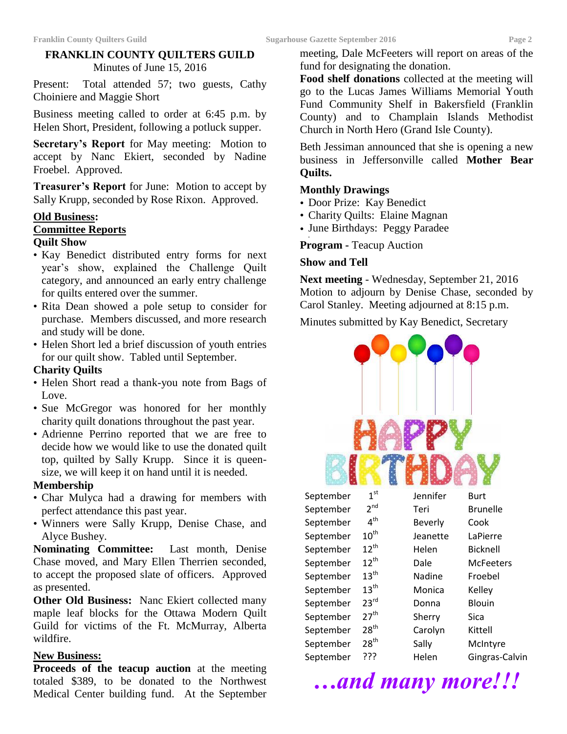## FRANKLIN COUNTY QUILTERS GUILD

Minutes of June 15, 2016

Present: Total attended 57; two guests, Cathy Choiniere and Maggie Short

Business meeting called to order at 6:45 p.m. by Helen Short, President, following a potluck supper.

**Secretary's Report** for May meeting: Motion to accept by Nanc Ekiert, seconded by Nadine Froebel. Approved.

**Treasurer's Report** for June: Motion to accept by Sally Krupp, seconded by Rose Rixon. Approved.

**Old Business:**

**Committee Reports**

**Quilt Show**

- Kay Benedict distributed entry forms for next year's show, explained the Challenge Quilt category, and announced an early entry challenge for quilts entered over the summer.
- Rita Dean showed a pole setup to consider for purchase. Members discussed, and more research and study will be done.
- Helen Short led a brief discussion of youth entries for our quilt show. Tabled until September.

**Charity Quilts**

- Helen Short read a thank-you note from Bags of Love.
- Sue McGregor was honored for her monthly charity quilt donations throughout the past year.
- Adrienne Perrino reported that we are free to decide how we would like to use the donated quilt top, quilted by Sally Krupp. Since it is queen-size, we will keep it on hand until it is needed.

**Membership**

- Char Mulyca had a drawing for members with perfect attendance this past year.
- Winners were Sally Krupp, Denise Chase, and Alyce Bushey.

**Nominating Committee:** Last month, Denise Chase moved, and Mary Ellen Therrien seconded, to accept the proposed slate of officers. Approved as presented.

**Other Old Business:** Nanc Ekiert collected many maple leaf blocks for the Ottawa Modern Quilt Guild for victims of the Ft. McMurray, Alberta wildfire.

**New Business:**

**Proceeds of the teacup auction** at the meeting totaled $389, to be donated to the Northwest Medical Center building fund. At the September meeting, Dale McFeeters will report on areas of the fund for designating the donation.

**Food shelf donations** collected at the meeting will go to the Lucas James Williams Memorial Youth Fund Community Shelf in Bakersfield (Franklin County) and to Champlain Islands Methodist Church in North Hero (Grand Isle County).

Beth Jessiman announced that she is opening a new business in Jeffersonville called **Mother Bear Quilts.**

**Monthly Drawings**

- Door Prize: Kay Benedict
- Charity Quilts: Elaine Magnan
- June Birthdays: Peggy Paradee

**Program** - Teacup Auction

**Show and Tell**

**Next meeting** - Wednesday, September 21, 2016

Motion to adjourn by Denise Chase, seconded by Carol Stanley. Meeting adjourned at 8:15 p.m.

Minutes submitted by Kay Benedict, Secretary

**HAPPY BIRTHDAY**

| | | | |
|---|---|---|---|
| September | 1st | Jennifer | Burt |
| September | 2nd | Teri | Brunelle |
| September | 4th | Beverly | Cook |
| September | 10th | Jeanette | LaPierre |
| September | 12th | Helen | Bicknell |
| September | 12th | Dale | McFeeters |
| September | 13th | Nadine | Froebel |
| September | 13th | Monica | Kelley |
| September | 23rd | Donna | Blouin |
| September | 27th | Sherry | Sica |
| September | 28th | Carolyn | Kittell |
| September | 28th | Sally | McIntyre |
| September | ??? | Helen | Gingras-Calvin |

***…and many more!!!***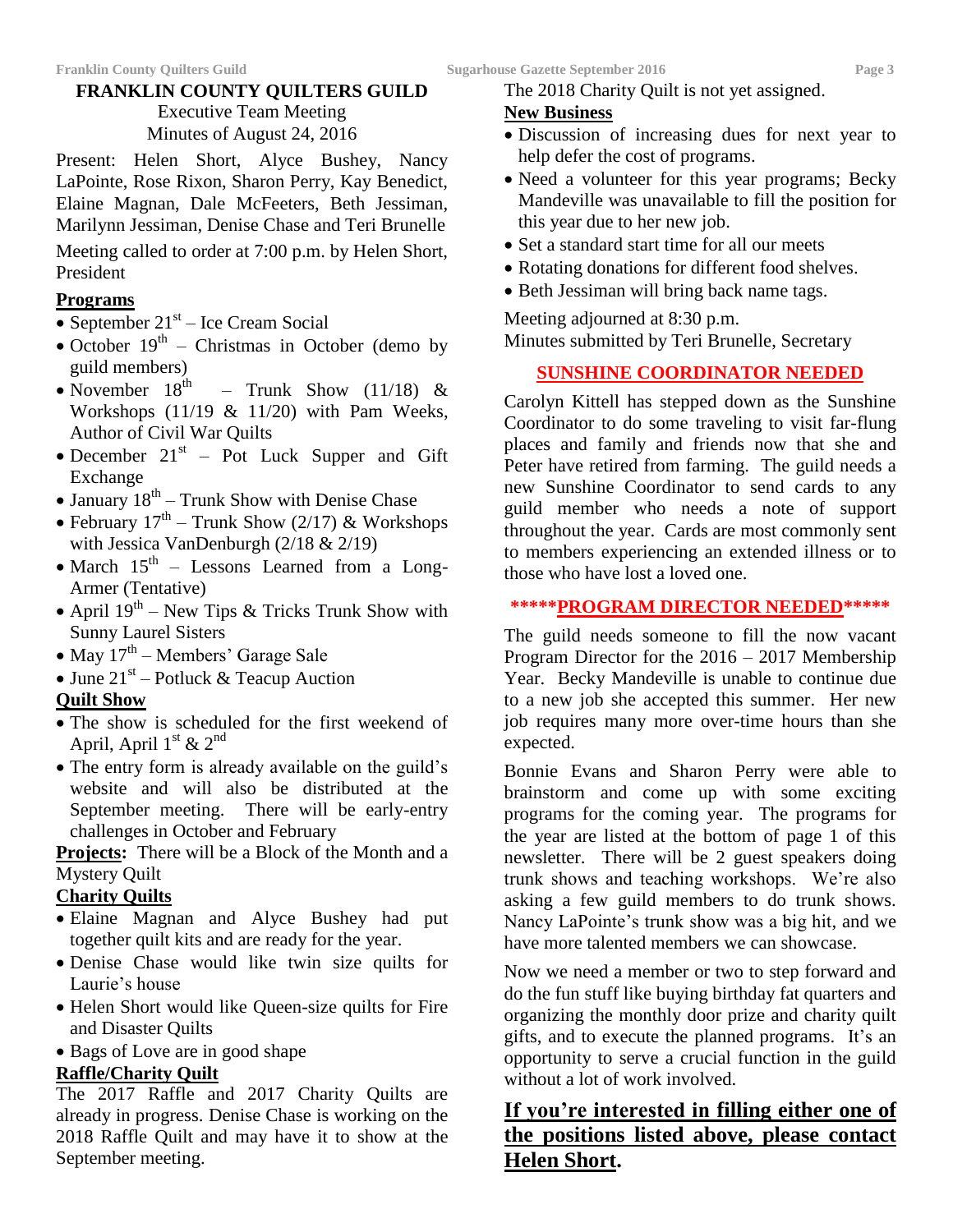# FRANKLIN COUNTY QUILTERS GUILD

Executive Team Meeting
Minutes of August 24, 2016

Present: Helen Short, Alyce Bushey, Nancy LaPointe, Rose Rixon, Sharon Perry, Kay Benedict, Elaine Magnan, Dale McFeeters, Beth Jessiman, Marilynn Jessiman, Denise Chase and Teri Brunelle

Meeting called to order at 7:00 p.m. by Helen Short, President

**Programs**

- September 21st – Ice Cream Social
- October 19th – Christmas in October (demo by guild members)
- November 18th – Trunk Show (11/18) & Workshops (11/19 & 11/20) with Pam Weeks, Author of Civil War Quilts
- December 21st – Pot Luck Supper and Gift Exchange
- January 18th – Trunk Show with Denise Chase
- February 17th – Trunk Show (2/17) & Workshops with Jessica VanDenburgh (2/18 & 2/19)
- March 15th – Lessons Learned from a Long-Armer (Tentative)
- April 19th – New Tips & Tricks Trunk Show with Sunny Laurel Sisters
- May 17th – Members' Garage Sale
- June 21st – Potluck & Teacup Auction

**Quilt Show**

- The show is scheduled for the first weekend of April, April 1st & 2nd
- The entry form is already available on the guild's website and will also be distributed at the September meeting. There will be early-entry challenges in October and February

**Projects:** There will be a Block of the Month and a Mystery Quilt

**Charity Quilts**

- Elaine Magnan and Alyce Bushey had put together quilt kits and are ready for the year.
- Denise Chase would like twin size quilts for Laurie's house
- Helen Short would like Queen-size quilts for Fire and Disaster Quilts
- Bags of Love are in good shape

**Raffle/Charity Quilt**

The 2017 Raffle and 2017 Charity Quilts are already in progress. Denise Chase is working on the 2018 Raffle Quilt and may have it to show at the September meeting.

The 2018 Charity Quilt is not yet assigned.

**New Business**

- Discussion of increasing dues for next year to help defer the cost of programs.
- Need a volunteer for this year programs; Becky Mandeville was unavailable to fill the position for this year due to her new job.
- Set a standard start time for all our meets
- Rotating donations for different food shelves.
- Beth Jessiman will bring back name tags.

Meeting adjourned at 8:30 p.m.
Minutes submitted by Teri Brunelle, Secretary

## SUNSHINE COORDINATOR NEEDED

Carolyn Kittell has stepped down as the Sunshine Coordinator to do some traveling to visit far-flung places and family and friends now that she and Peter have retired from farming. The guild needs a new Sunshine Coordinator to send cards to any guild member who needs a note of support throughout the year. Cards are most commonly sent to members experiencing an extended illness or to those who have lost a loved one.

## *****PROGRAM DIRECTOR NEEDED*****

The guild needs someone to fill the now vacant Program Director for the 2016 – 2017 Membership Year. Becky Mandeville is unable to continue due to a new job she accepted this summer. Her new job requires many more over-time hours than she expected.

Bonnie Evans and Sharon Perry were able to brainstorm and come up with some exciting programs for the coming year. The programs for the year are listed at the bottom of page 1 of this newsletter. There will be 2 guest speakers doing trunk shows and teaching workshops. We're also asking a few guild members to do trunk shows. Nancy LaPointe's trunk show was a big hit, and we have more talented members we can showcase.

Now we need a member or two to step forward and do the fun stuff like buying birthday fat quarters and organizing the monthly door prize and charity quilt gifts, and to execute the planned programs. It's an opportunity to serve a crucial function in the guild without a lot of work involved.

**If you're interested in filling either one of the positions listed above, please contact Helen Short.**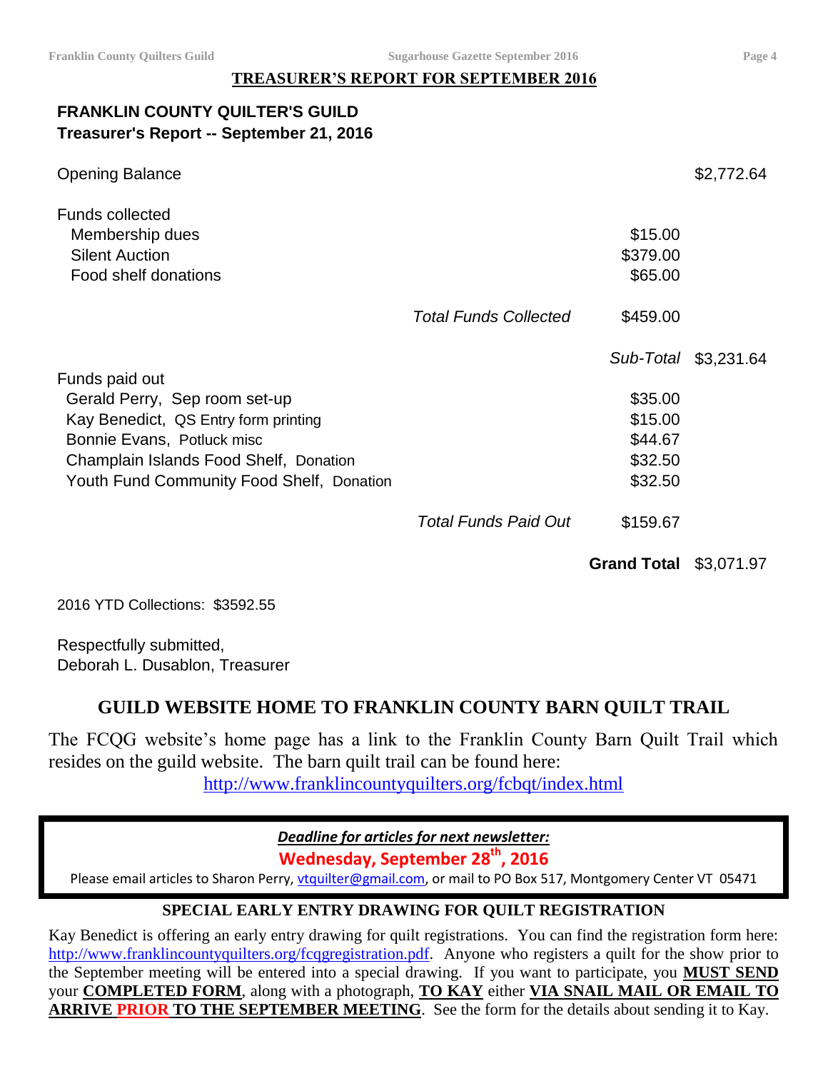## TREASURER'S REPORT FOR SEPTEMBER 2016

**FRANKLIN COUNTY QUILTER'S GUILD**
**Treasurer's Report -- September 21, 2016**

| | | | |
|---|---|---|---|
| Opening Balance | | | $2,772.64 |
| Funds collected | | | |
| Membership dues | | $15.00 | |
| Silent Auction | | $379.00 | |
| Food shelf donations | | $65.00 | |
| | *Total Funds Collected* | $459.00 | |
| | | *Sub-Total* | $3,231.64 |
| Funds paid out | | | |
| Gerald Perry, Sep room set-up | | $35.00 | |
| Kay Benedict, QS Entry form printing | | $15.00 | |
| Bonnie Evans, Potluck misc | | $44.67 | |
| Champlain Islands Food Shelf, Donation | | $32.50 | |
| Youth Fund Community Food Shelf, Donation | | $32.50 | |
| | *Total Funds Paid Out* | $159.67 | |
| | | **Grand Total** | $3,071.97 |

2016 YTD Collections: $3592.55

Respectfully submitted,
Deborah L. Dusablon, Treasurer

## GUILD WEBSITE HOME TO FRANKLIN COUNTY BARN QUILT TRAIL

The FCQG website's home page has a link to the Franklin County Barn Quilt Trail which resides on the guild website. The barn quilt trail can be found here:
http://www.franklincountyquilters.org/fcbqt/index.html

***Deadline for articles for next newsletter:***
**Wednesday, September 28th, 2016**
Please email articles to Sharon Perry, vtquilter@gmail.com, or mail to PO Box 517, Montgomery Center VT 05471

## SPECIAL EARLY ENTRY DRAWING FOR QUILT REGISTRATION

Kay Benedict is offering an early entry drawing for quilt registrations. You can find the registration form here: http://www.franklincountyquilters.org/fcqgregistration.pdf. Anyone who registers a quilt for the show prior to the September meeting will be entered into a special drawing. If you want to participate, you **MUST SEND** your **COMPLETED FORM**, along with a photograph, **TO KAY** either **VIA SNAIL MAIL OR EMAIL TO ARRIVE PRIOR TO THE SEPTEMBER MEETING**. See the form for the details about sending it to Kay.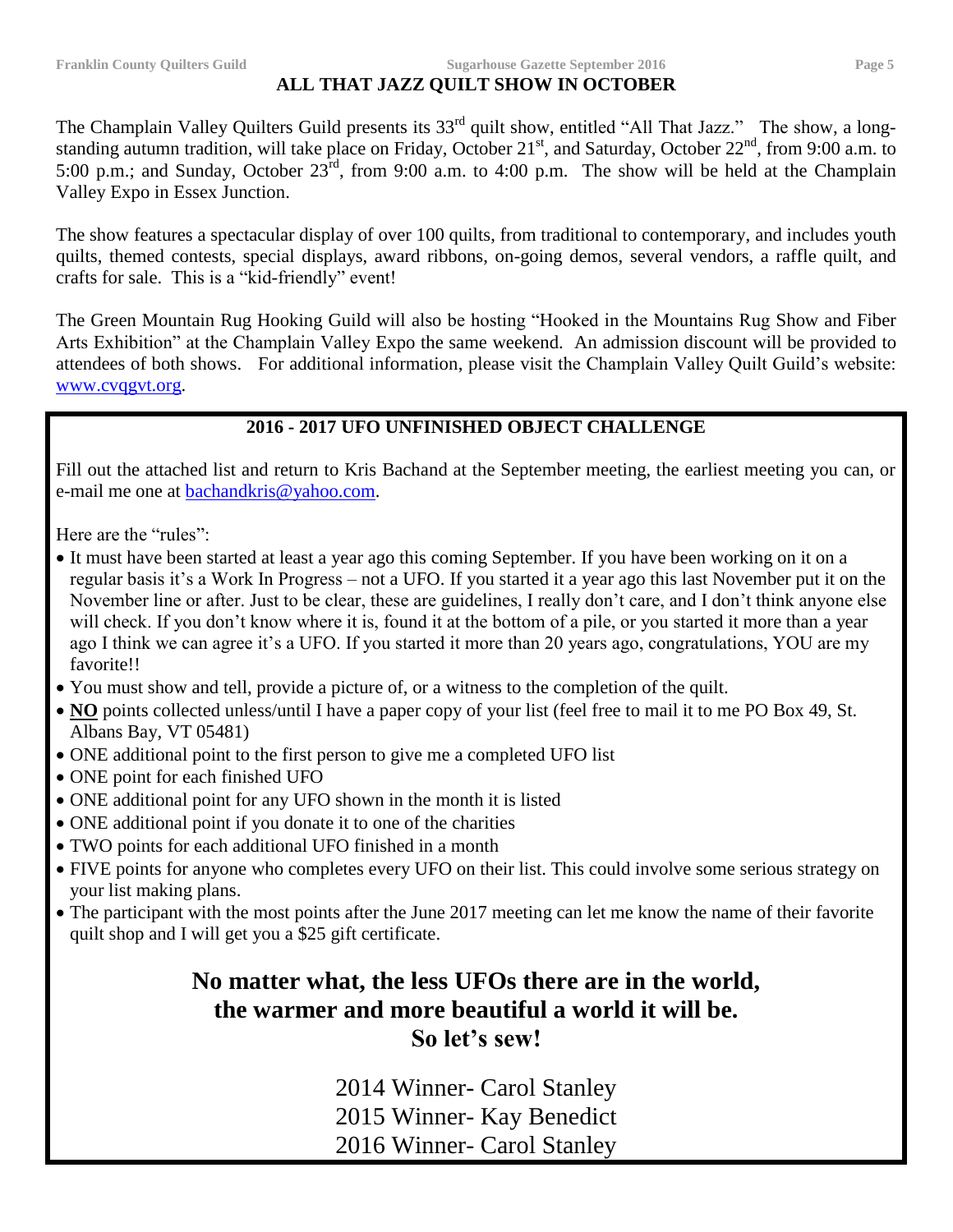## ALL THAT JAZZ QUILT SHOW IN OCTOBER

The Champlain Valley Quilters Guild presents its 33rd quilt show, entitled "All That Jazz." The show, a long-standing autumn tradition, will take place on Friday, October 21st, and Saturday, October 22nd, from 9:00 a.m. to 5:00 p.m.; and Sunday, October 23rd, from 9:00 a.m. to 4:00 p.m. The show will be held at the Champlain Valley Expo in Essex Junction.

The show features a spectacular display of over 100 quilts, from traditional to contemporary, and includes youth quilts, themed contests, special displays, award ribbons, on-going demos, several vendors, a raffle quilt, and crafts for sale. This is a "kid-friendly" event!

The Green Mountain Rug Hooking Guild will also be hosting "Hooked in the Mountains Rug Show and Fiber Arts Exhibition" at the Champlain Valley Expo the same weekend. An admission discount will be provided to attendees of both shows. For additional information, please visit the Champlain Valley Quilt Guild's website: www.cvqgvt.org.

## 2016 - 2017 UFO UNFINISHED OBJECT CHALLENGE

Fill out the attached list and return to Kris Bachand at the September meeting, the earliest meeting you can, or e-mail me one at bachandkris@yahoo.com.

Here are the "rules":

- It must have been started at least a year ago this coming September. If you have been working on it on a regular basis it's a Work In Progress – not a UFO. If you started it a year ago this last November put it on the November line or after. Just to be clear, these are guidelines, I really don't care, and I don't think anyone else will check. If you don't know where it is, found it at the bottom of a pile, or you started it more than a year ago I think we can agree it's a UFO. If you started it more than 20 years ago, congratulations, YOU are my favorite!!
- You must show and tell, provide a picture of, or a witness to the completion of the quilt.
- **NO** points collected unless/until I have a paper copy of your list (feel free to mail it to me PO Box 49, St. Albans Bay, VT 05481)
- ONE additional point to the first person to give me a completed UFO list
- ONE point for each finished UFO
- ONE additional point for any UFO shown in the month it is listed
- ONE additional point if you donate it to one of the charities
- TWO points for each additional UFO finished in a month
- FIVE points for anyone who completes every UFO on their list. This could involve some serious strategy on your list making plans.
- The participant with the most points after the June 2017 meeting can let me know the name of their favorite quilt shop and I will get you a $25 gift certificate.

**No matter what, the less UFOs there are in the world,**
**the warmer and more beautiful a world it will be.**
**So let's sew!**

2014 Winner- Carol Stanley
2015 Winner- Kay Benedict
2016 Winner- Carol Stanley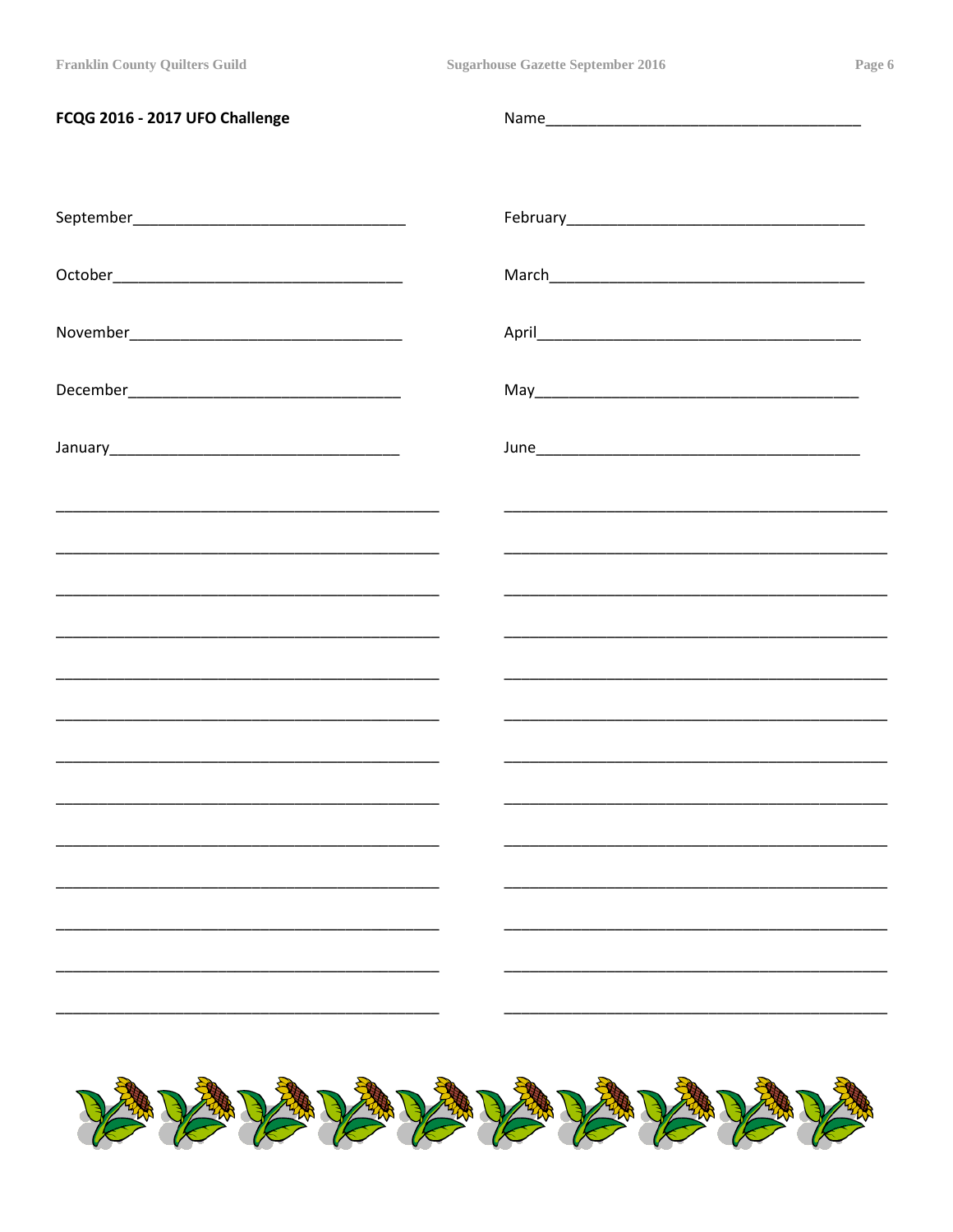**FCQG 2016 - 2017 UFO Challenge**

Name______________________________________

September________________________________

October__________________________________

November_________________________________

December_________________________________

January__________________________________

February__________________________________

March____________________________________

April_____________________________________

May_____________________________________

June_____________________________________

_____________________________________________

_____________________________________________

_____________________________________________

_____________________________________________

_____________________________________________

_____________________________________________

_____________________________________________

_____________________________________________

_____________________________________________

_____________________________________________

_____________________________________________

_____________________________________________

_____________________________________________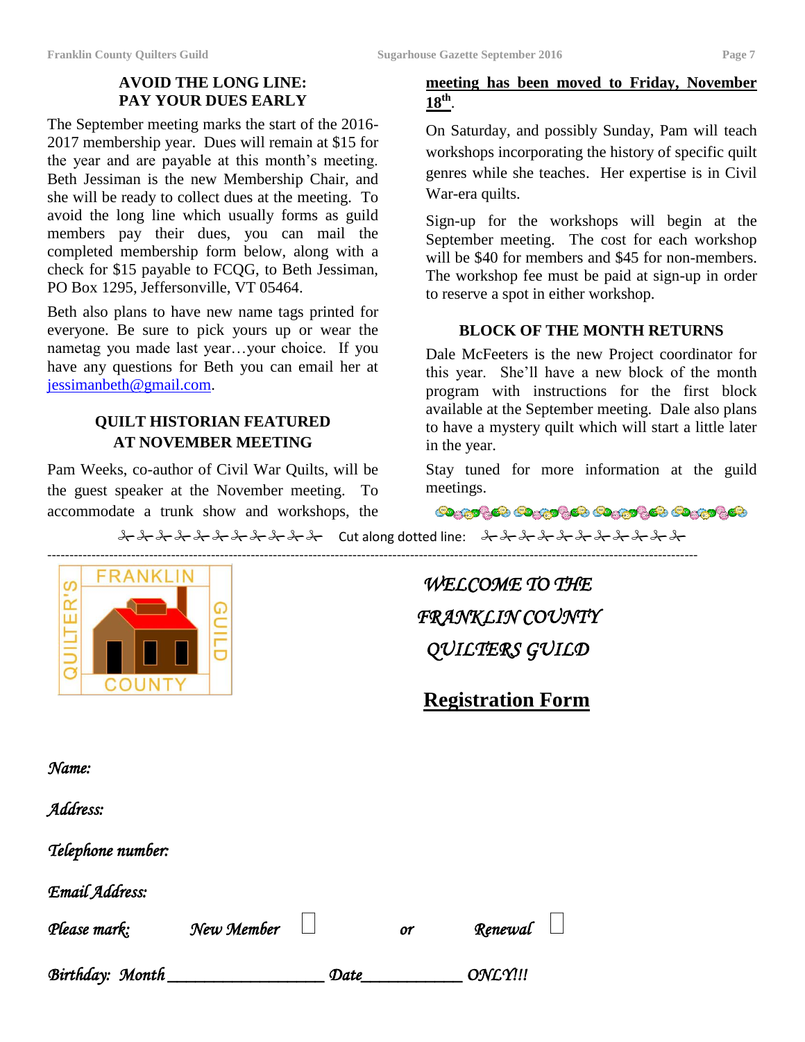## AVOID THE LONG LINE: PAY YOUR DUES EARLY

The September meeting marks the start of the 2016-2017 membership year. Dues will remain at $15 for the year and are payable at this month's meeting. Beth Jessiman is the new Membership Chair, and she will be ready to collect dues at the meeting. To avoid the long line which usually forms as guild members pay their dues, you can mail the completed membership form below, along with a check for $15 payable to FCQG, to Beth Jessiman, PO Box 1295, Jeffersonville, VT 05464.

Beth also plans to have new name tags printed for everyone. Be sure to pick yours up or wear the nametag you made last year…your choice. If you have any questions for Beth you can email her at jessimanbeth@gmail.com.

## QUILT HISTORIAN FEATURED AT NOVEMBER MEETING

Pam Weeks, co-author of Civil War Quilts, will be the guest speaker at the November meeting. To accommodate a trunk show and workshops, the **meeting has been moved to Friday, November 18th**.

On Saturday, and possibly Sunday, Pam will teach workshops incorporating the history of specific quilt genres while she teaches. Her expertise is in Civil War-era quilts.

Sign-up for the workshops will begin at the September meeting. The cost for each workshop will be $40 for members and $45 for non-members. The workshop fee must be paid at sign-up in order to reserve a spot in either workshop.

## BLOCK OF THE MONTH RETURNS

Dale McFeeters is the new Project coordinator for this year. She'll have a new block of the month program with instructions for the first block available at the September meeting. Dale also plans to have a mystery quilt which will start a little later in the year.

Stay tuned for more information at the guild meetings.

✂✂✂✂✂✂✂✂✂✂✂ Cut along dotted line: ✂✂✂✂✂✂✂✂✂✂✂

---

FRANKLIN QUILTER'S GUILD COUNTY

*WELCOME TO THE FRANKLIN COUNTY QUILTERS GUILD*

## Registration Form

*Name:*

*Address:*

*Telephone number:*

*Email Address:*

*Please mark:* *New Member* ☐ *or* *Renewal* ☐

*Birthday: Month* ________________ *Date* __________ *ONLY!!!*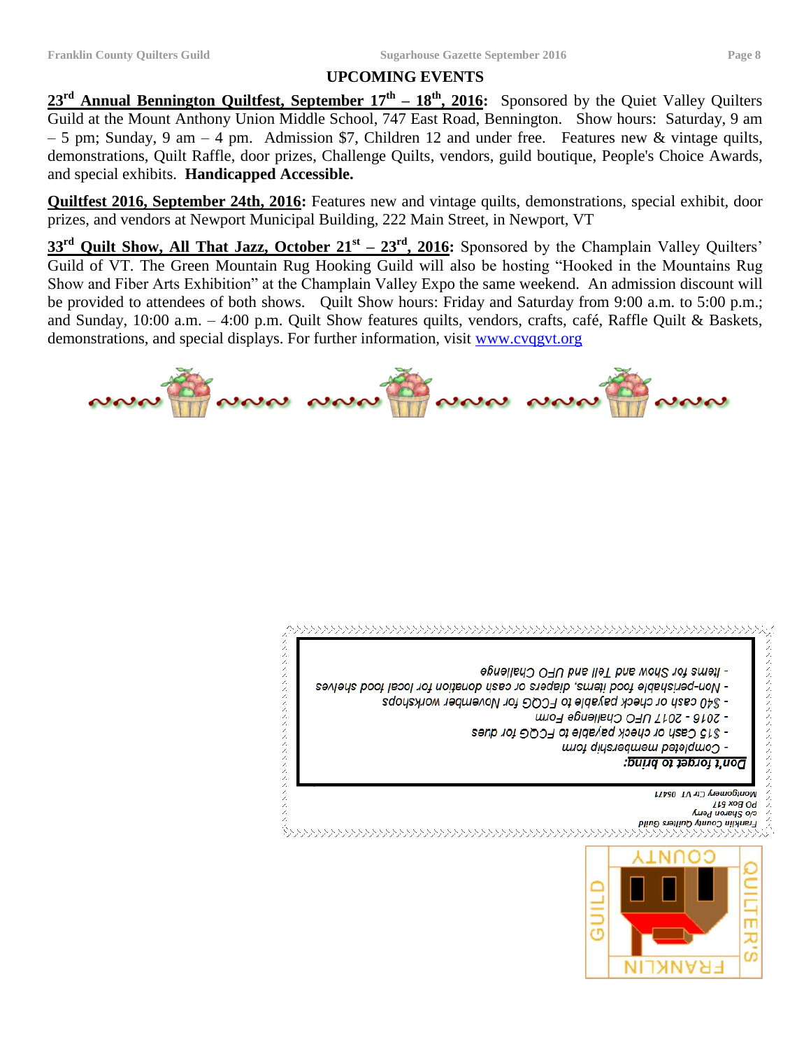## UPCOMING EVENTS

**23rd Annual Bennington Quiltfest, September 17th – 18th, 2016:** Sponsored by the Quiet Valley Quilters Guild at the Mount Anthony Union Middle School, 747 East Road, Bennington. Show hours: Saturday, 9 am – 5 pm; Sunday, 9 am – 4 pm. Admission $7, Children 12 and under free. Features new & vintage quilts, demonstrations, Quilt Raffle, door prizes, Challenge Quilts, vendors, guild boutique, People's Choice Awards, and special exhibits. **Handicapped Accessible.**

**Quiltfest 2016, September 24th, 2016:** Features new and vintage quilts, demonstrations, special exhibit, door prizes, and vendors at Newport Municipal Building, 222 Main Street, in Newport, VT

**33rd Quilt Show, All That Jazz, October 21st – 23rd, 2016:** Sponsored by the Champlain Valley Quilters' Guild of VT. The Green Mountain Rug Hooking Guild will also be hosting "Hooked in the Mountains Rug Show and Fiber Arts Exhibition" at the Champlain Valley Expo the same weekend. An admission discount will be provided to attendees of both shows. Quilt Show hours: Friday and Saturday from 9:00 a.m. to 5:00 p.m.; and Sunday, 10:00 a.m. – 4:00 p.m. Quilt Show features quilts, vendors, crafts, café, Raffle Quilt & Baskets, demonstrations, and special displays. For further information, visit www.cvqgvt.org

Franklin County Quilters Guild
c/o Sharon Perry
PO Box 517
Montgomery Ctr VT 05471

**Don't forget to bring:**

- Completed membership form
- $15 Cash or check payable to FCQG for dues
- 2016 - 2017 UFO Challenge Form
- $40 cash or check payable to FCQG for November workshops
- Non-perishable food items, diapers or cash donation for local food shelves
- Items for Show and Tell and UFO Challenge

FRANKLIN COUNTY QUILTER'S GUILD